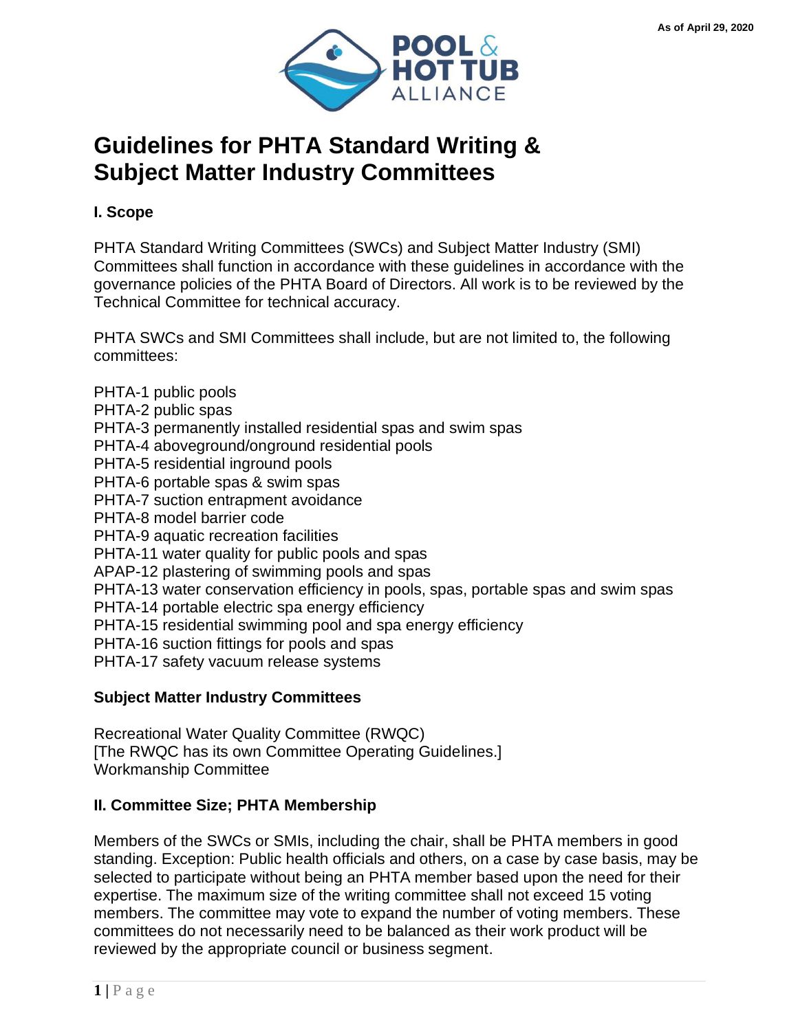As of April 29, 2020

# Guidelines for PHTA Standard Writing & Subject Matter Industry Committees

## I. Scope

PHTA Standard Writing Committees (SWCs) and Subject Matter Industry (SMI) Committees shall function in accordance with these guidelines in accordance with the governance policies of the PHTA Board of Directors. All work is to be reviewed by the Technical Committee for technical accuracy.

PHTA SWCs and SMI Committees shall include, but are not limited to, the following committees:

PHTA-1 public pools
PHTA-2 public spas
PHTA-3 permanently installed residential spas and swim spas
PHTA-4 aboveground/onground residential pools
PHTA-5 residential inground pools
PHTA-6 portable spas & swim spas
PHTA-7 suction entrapment avoidance
PHTA-8 model barrier code
PHTA-9 aquatic recreation facilities
PHTA-11 water quality for public pools and spas
APAP-12 plastering of swimming pools and spas
PHTA-13 water conservation efficiency in pools, spas, portable spas and swim spas
PHTA-14 portable electric spa energy efficiency
PHTA-15 residential swimming pool and spa energy efficiency
PHTA-16 suction fittings for pools and spas
PHTA-17 safety vacuum release systems

### Subject Matter Industry Committees

Recreational Water Quality Committee (RWQC)
[The RWQC has its own Committee Operating Guidelines.]
Workmanship Committee

## II. Committee Size; PHTA Membership

Members of the SWCs or SMIs, including the chair, shall be PHTA members in good standing. Exception: Public health officials and others, on a case by case basis, may be selected to participate without being an PHTA member based upon the need for their expertise. The maximum size of the writing committee shall not exceed 15 voting members. The committee may vote to expand the number of voting members. These committees do not necessarily need to be balanced as their work product will be reviewed by the appropriate council or business segment.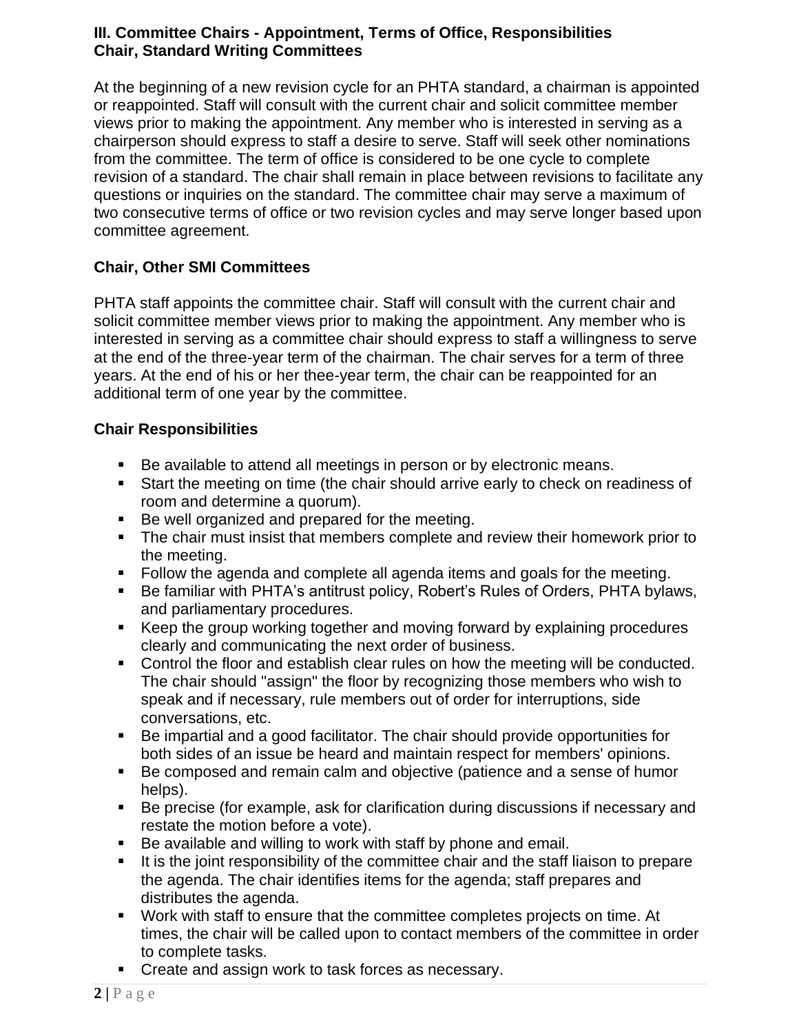### III. Committee Chairs - Appointment, Terms of Office, Responsibilities
### Chair, Standard Writing Committees

At the beginning of a new revision cycle for an PHTA standard, a chairman is appointed or reappointed. Staff will consult with the current chair and solicit committee member views prior to making the appointment. Any member who is interested in serving as a chairperson should express to staff a desire to serve. Staff will seek other nominations from the committee. The term of office is considered to be one cycle to complete revision of a standard. The chair shall remain in place between revisions to facilitate any questions or inquiries on the standard. The committee chair may serve a maximum of two consecutive terms of office or two revision cycles and may serve longer based upon committee agreement.

### Chair, Other SMI Committees

PHTA staff appoints the committee chair. Staff will consult with the current chair and solicit committee member views prior to making the appointment. Any member who is interested in serving as a committee chair should express to staff a willingness to serve at the end of the three-year term of the chairman. The chair serves for a term of three years. At the end of his or her thee-year term, the chair can be reappointed for an additional term of one year by the committee.

### Chair Responsibilities

- Be available to attend all meetings in person or by electronic means.
- Start the meeting on time (the chair should arrive early to check on readiness of room and determine a quorum).
- Be well organized and prepared for the meeting.
- The chair must insist that members complete and review their homework prior to the meeting.
- Follow the agenda and complete all agenda items and goals for the meeting.
- Be familiar with PHTA's antitrust policy, Robert's Rules of Orders, PHTA bylaws, and parliamentary procedures.
- Keep the group working together and moving forward by explaining procedures clearly and communicating the next order of business.
- Control the floor and establish clear rules on how the meeting will be conducted. The chair should "assign" the floor by recognizing those members who wish to speak and if necessary, rule members out of order for interruptions, side conversations, etc.
- Be impartial and a good facilitator. The chair should provide opportunities for both sides of an issue be heard and maintain respect for members' opinions.
- Be composed and remain calm and objective (patience and a sense of humor helps).
- Be precise (for example, ask for clarification during discussions if necessary and restate the motion before a vote).
- Be available and willing to work with staff by phone and email.
- It is the joint responsibility of the committee chair and the staff liaison to prepare the agenda. The chair identifies items for the agenda; staff prepares and distributes the agenda.
- Work with staff to ensure that the committee completes projects on time. At times, the chair will be called upon to contact members of the committee in order to complete tasks.
- Create and assign work to task forces as necessary.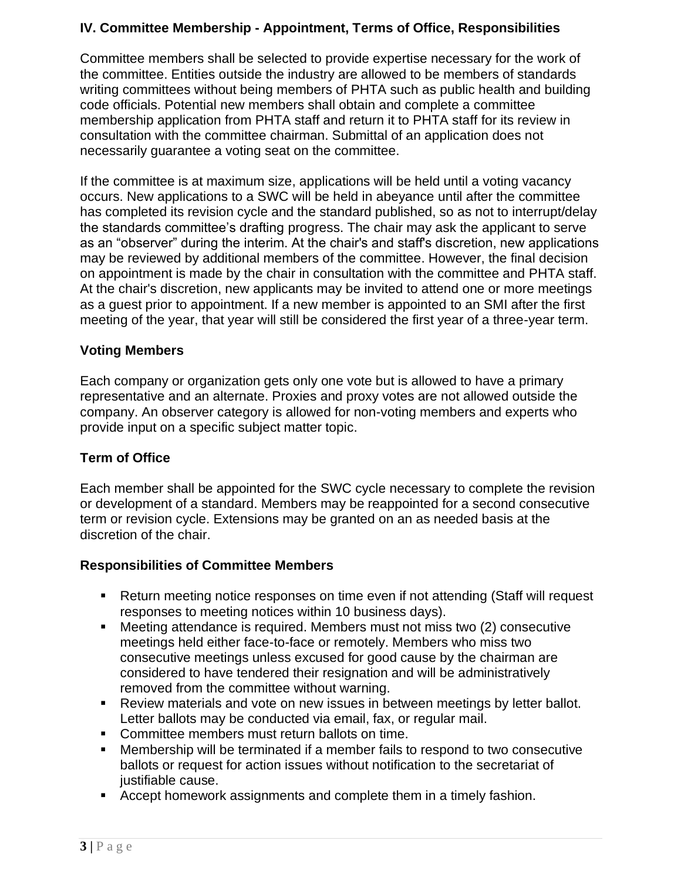## IV. Committee Membership - Appointment, Terms of Office, Responsibilities

Committee members shall be selected to provide expertise necessary for the work of the committee. Entities outside the industry are allowed to be members of standards writing committees without being members of PHTA such as public health and building code officials. Potential new members shall obtain and complete a committee membership application from PHTA staff and return it to PHTA staff for its review in consultation with the committee chairman. Submittal of an application does not necessarily guarantee a voting seat on the committee.

If the committee is at maximum size, applications will be held until a voting vacancy occurs. New applications to a SWC will be held in abeyance until after the committee has completed its revision cycle and the standard published, so as not to interrupt/delay the standards committee's drafting progress. The chair may ask the applicant to serve as an "observer" during the interim. At the chair's and staff's discretion, new applications may be reviewed by additional members of the committee. However, the final decision on appointment is made by the chair in consultation with the committee and PHTA staff. At the chair's discretion, new applicants may be invited to attend one or more meetings as a guest prior to appointment. If a new member is appointed to an SMI after the first meeting of the year, that year will still be considered the first year of a three-year term.

### Voting Members

Each company or organization gets only one vote but is allowed to have a primary representative and an alternate. Proxies and proxy votes are not allowed outside the company. An observer category is allowed for non-voting members and experts who provide input on a specific subject matter topic.

### Term of Office

Each member shall be appointed for the SWC cycle necessary to complete the revision or development of a standard. Members may be reappointed for a second consecutive term or revision cycle. Extensions may be granted on an as needed basis at the discretion of the chair.

### Responsibilities of Committee Members

- Return meeting notice responses on time even if not attending (Staff will request responses to meeting notices within 10 business days).
- Meeting attendance is required. Members must not miss two (2) consecutive meetings held either face-to-face or remotely. Members who miss two consecutive meetings unless excused for good cause by the chairman are considered to have tendered their resignation and will be administratively removed from the committee without warning.
- Review materials and vote on new issues in between meetings by letter ballot. Letter ballots may be conducted via email, fax, or regular mail.
- Committee members must return ballots on time.
- Membership will be terminated if a member fails to respond to two consecutive ballots or request for action issues without notification to the secretariat of justifiable cause.
- Accept homework assignments and complete them in a timely fashion.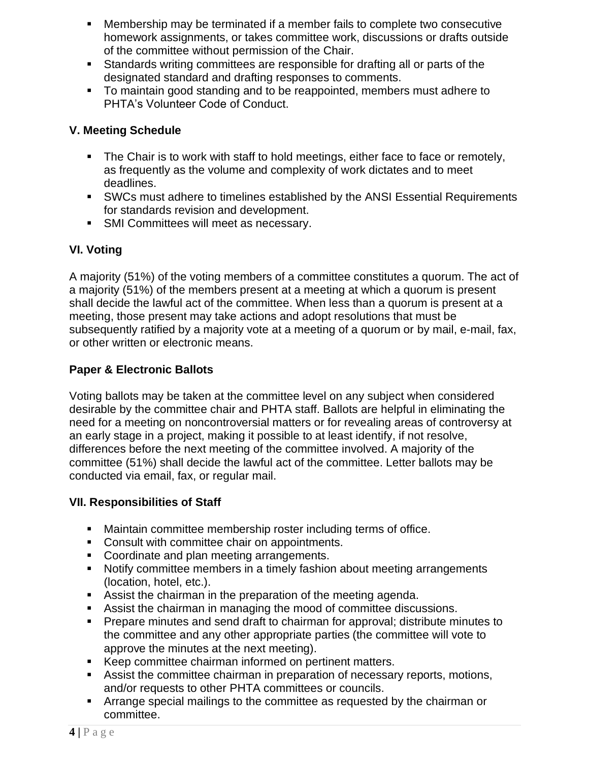- Membership may be terminated if a member fails to complete two consecutive homework assignments, or takes committee work, discussions or drafts outside of the committee without permission of the Chair.
- Standards writing committees are responsible for drafting all or parts of the designated standard and drafting responses to comments.
- To maintain good standing and to be reappointed, members must adhere to PHTA's Volunteer Code of Conduct.

### V. Meeting Schedule

- The Chair is to work with staff to hold meetings, either face to face or remotely, as frequently as the volume and complexity of work dictates and to meet deadlines.
- SWCs must adhere to timelines established by the ANSI Essential Requirements for standards revision and development.
- SMI Committees will meet as necessary.

### VI. Voting

A majority (51%) of the voting members of a committee constitutes a quorum. The act of a majority (51%) of the members present at a meeting at which a quorum is present shall decide the lawful act of the committee. When less than a quorum is present at a meeting, those present may take actions and adopt resolutions that must be subsequently ratified by a majority vote at a meeting of a quorum or by mail, e-mail, fax, or other written or electronic means.

### Paper & Electronic Ballots

Voting ballots may be taken at the committee level on any subject when considered desirable by the committee chair and PHTA staff. Ballots are helpful in eliminating the need for a meeting on noncontroversial matters or for revealing areas of controversy at an early stage in a project, making it possible to at least identify, if not resolve, differences before the next meeting of the committee involved. A majority of the committee (51%) shall decide the lawful act of the committee. Letter ballots may be conducted via email, fax, or regular mail.

### VII. Responsibilities of Staff

- Maintain committee membership roster including terms of office.
- Consult with committee chair on appointments.
- Coordinate and plan meeting arrangements.
- Notify committee members in a timely fashion about meeting arrangements (location, hotel, etc.).
- Assist the chairman in the preparation of the meeting agenda.
- Assist the chairman in managing the mood of committee discussions.
- Prepare minutes and send draft to chairman for approval; distribute minutes to the committee and any other appropriate parties (the committee will vote to approve the minutes at the next meeting).
- Keep committee chairman informed on pertinent matters.
- Assist the committee chairman in preparation of necessary reports, motions, and/or requests to other PHTA committees or councils.
- Arrange special mailings to the committee as requested by the chairman or committee.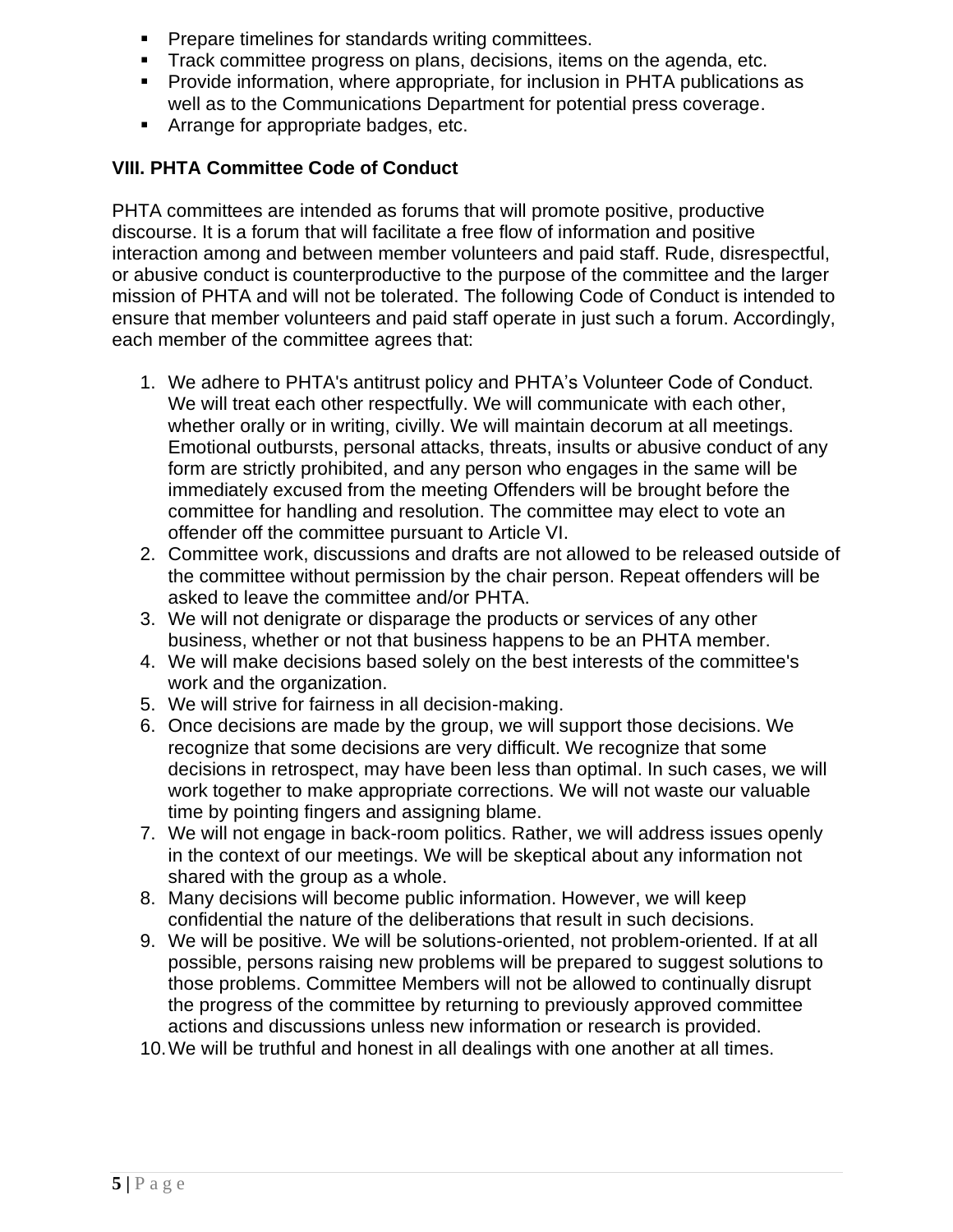- Prepare timelines for standards writing committees.
- Track committee progress on plans, decisions, items on the agenda, etc.
- Provide information, where appropriate, for inclusion in PHTA publications as well as to the Communications Department for potential press coverage.
- Arrange for appropriate badges, etc.

### VIII. PHTA Committee Code of Conduct

PHTA committees are intended as forums that will promote positive, productive discourse. It is a forum that will facilitate a free flow of information and positive interaction among and between member volunteers and paid staff. Rude, disrespectful, or abusive conduct is counterproductive to the purpose of the committee and the larger mission of PHTA and will not be tolerated. The following Code of Conduct is intended to ensure that member volunteers and paid staff operate in just such a forum. Accordingly, each member of the committee agrees that:

1. We adhere to PHTA's antitrust policy and PHTA's Volunteer Code of Conduct. We will treat each other respectfully. We will communicate with each other, whether orally or in writing, civilly. We will maintain decorum at all meetings. Emotional outbursts, personal attacks, threats, insults or abusive conduct of any form are strictly prohibited, and any person who engages in the same will be immediately excused from the meeting Offenders will be brought before the committee for handling and resolution. The committee may elect to vote an offender off the committee pursuant to Article VI.
2. Committee work, discussions and drafts are not allowed to be released outside of the committee without permission by the chair person. Repeat offenders will be asked to leave the committee and/or PHTA.
3. We will not denigrate or disparage the products or services of any other business, whether or not that business happens to be an PHTA member.
4. We will make decisions based solely on the best interests of the committee's work and the organization.
5. We will strive for fairness in all decision-making.
6. Once decisions are made by the group, we will support those decisions. We recognize that some decisions are very difficult. We recognize that some decisions in retrospect, may have been less than optimal. In such cases, we will work together to make appropriate corrections. We will not waste our valuable time by pointing fingers and assigning blame.
7. We will not engage in back-room politics. Rather, we will address issues openly in the context of our meetings. We will be skeptical about any information not shared with the group as a whole.
8. Many decisions will become public information. However, we will keep confidential the nature of the deliberations that result in such decisions.
9. We will be positive. We will be solutions-oriented, not problem-oriented. If at all possible, persons raising new problems will be prepared to suggest solutions to those problems. Committee Members will not be allowed to continually disrupt the progress of the committee by returning to previously approved committee actions and discussions unless new information or research is provided.
10. We will be truthful and honest in all dealings with one another at all times.